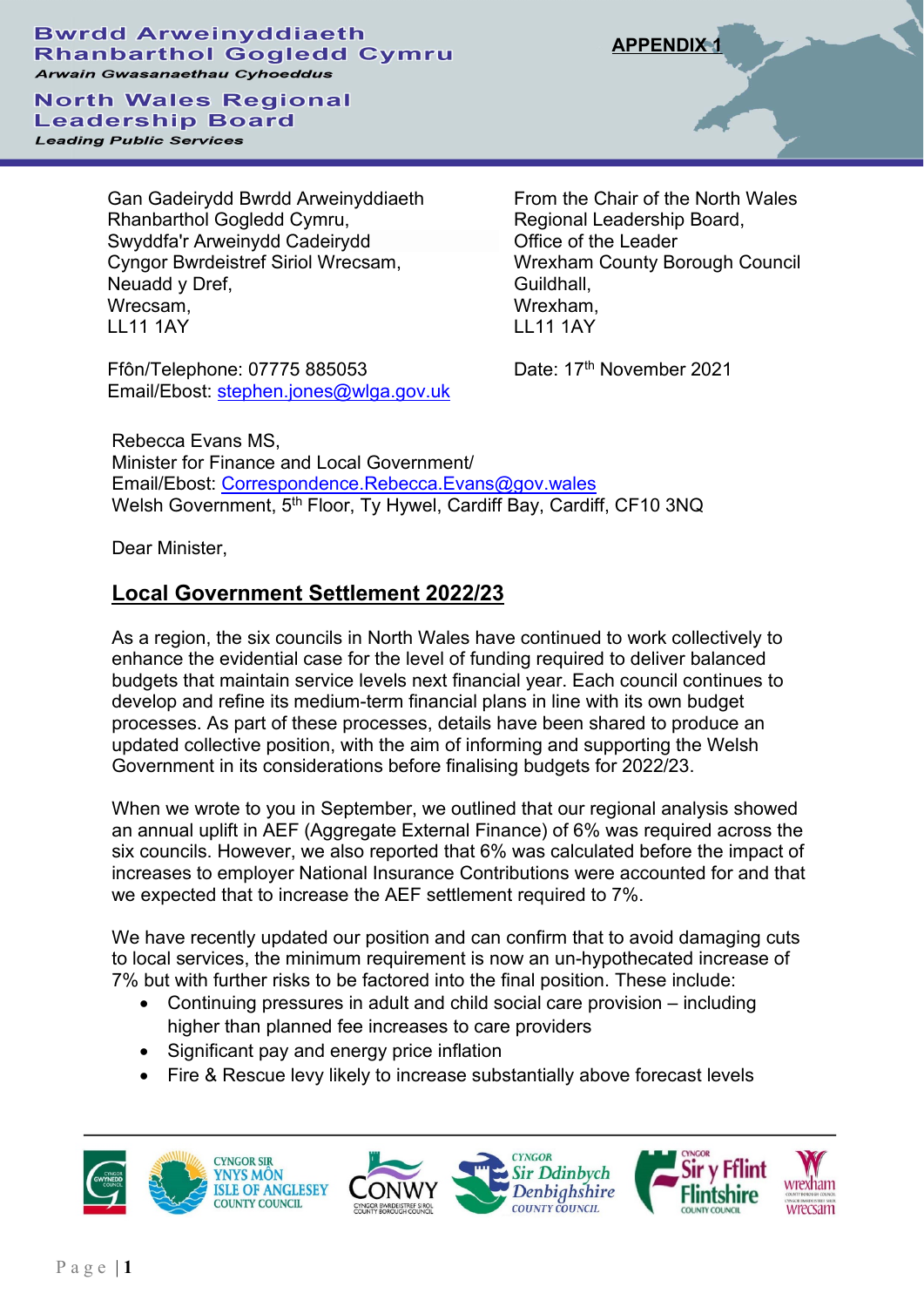**Bwrdd Arweinyddiaeth Rhanbarthol Gogledd Cymru**
*Arwain Gwasanaethau Cyhoeddus*

**North Wales Regional Leadership Board**
*Leading Public Services*

**APPENDIX 1**

Gan Gadeirydd Bwrdd Arweinyddiaeth Rhanbarthol Gogledd Cymru,
Swyddfa'r Arweinydd Cadeirydd
Cyngor Bwrdeistref Siriol Wrecsam,
Neuadd y Dref,
Wrecsam,
LL11 1AY

From the Chair of the North Wales Regional Leadership Board,
Office of the Leader
Wrexham County Borough Council
Guildhall,
Wrexham,
LL11 1AY

Ffôn/Telephone: 07775 885053
Email/Ebost: stephen.jones@wlga.gov.uk

Date: 17th November 2021

Rebecca Evans MS,
Minister for Finance and Local Government/
Email/Ebost: Correspondence.Rebecca.Evans@gov.wales
Welsh Government, 5th Floor, Ty Hywel, Cardiff Bay, Cardiff, CF10 3NQ

Dear Minister,

## Local Government Settlement 2022/23

As a region, the six councils in North Wales have continued to work collectively to enhance the evidential case for the level of funding required to deliver balanced budgets that maintain service levels next financial year. Each council continues to develop and refine its medium-term financial plans in line with its own budget processes. As part of these processes, details have been shared to produce an updated collective position, with the aim of informing and supporting the Welsh Government in its considerations before finalising budgets for 2022/23.

When we wrote to you in September, we outlined that our regional analysis showed an annual uplift in AEF (Aggregate External Finance) of 6% was required across the six councils. However, we also reported that 6% was calculated before the impact of increases to employer National Insurance Contributions were accounted for and that we expected that to increase the AEF settlement required to 7%.

We have recently updated our position and can confirm that to avoid damaging cuts to local services, the minimum requirement is now an un-hypothecated increase of 7% but with further risks to be factored into the final position. These include:

- Continuing pressures in adult and child social care provision – including higher than planned fee increases to care providers
- Significant pay and energy price inflation
- Fire & Rescue levy likely to increase substantially above forecast levels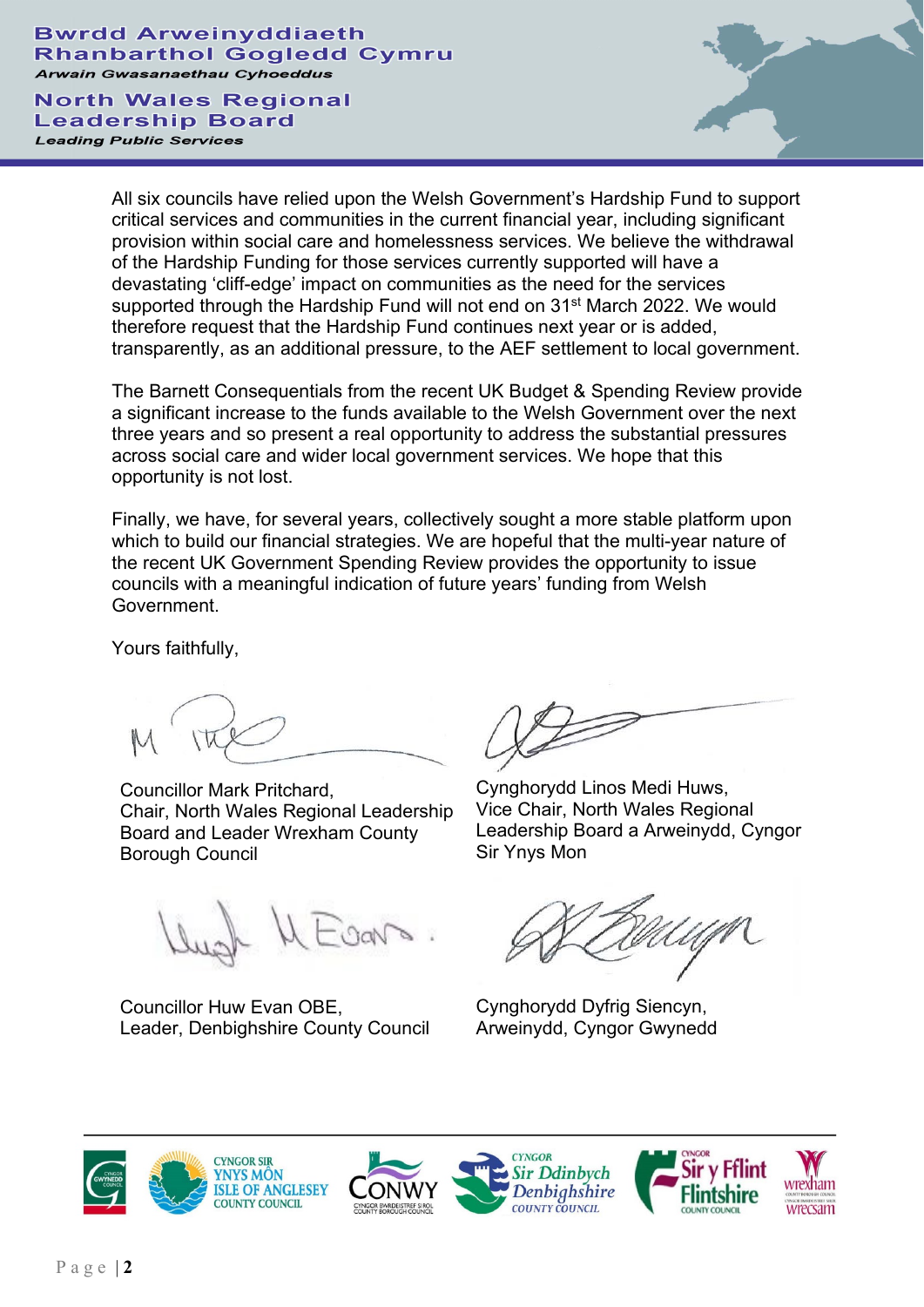All six councils have relied upon the Welsh Government's Hardship Fund to support critical services and communities in the current financial year, including significant provision within social care and homelessness services. We believe the withdrawal of the Hardship Funding for those services currently supported will have a devastating 'cliff-edge' impact on communities as the need for the services supported through the Hardship Fund will not end on 31st March 2022. We would therefore request that the Hardship Fund continues next year or is added, transparently, as an additional pressure, to the AEF settlement to local government.

The Barnett Consequentials from the recent UK Budget & Spending Review provide a significant increase to the funds available to the Welsh Government over the next three years and so present a real opportunity to address the substantial pressures across social care and wider local government services. We hope that this opportunity is not lost.

Finally, we have, for several years, collectively sought a more stable platform upon which to build our financial strategies. We are hopeful that the multi-year nature of the recent UK Government Spending Review provides the opportunity to issue councils with a meaningful indication of future years' funding from Welsh Government.

Yours faithfully,

Councillor Mark Pritchard,
Chair, North Wales Regional Leadership Board and Leader Wrexham County Borough Council

Cynghorydd Linos Medi Huws,
Vice Chair, North Wales Regional Leadership Board a Arweinydd, Cyngor Sir Ynys Mon

Councillor Huw Evan OBE,
Leader, Denbighshire County Council

Cynghorydd Dyfrig Siencyn,
Arweinydd, Cyngor Gwynedd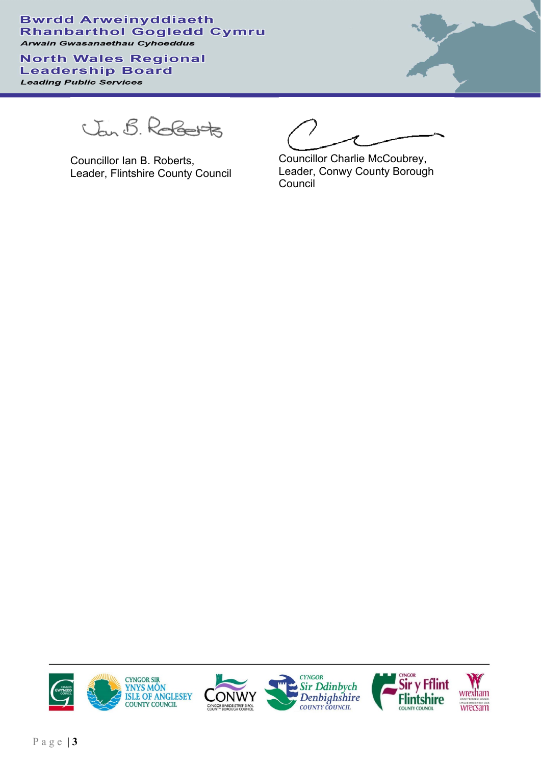Councillor Ian B. Roberts,
Leader, Flintshire County Council

Councillor Charlie McCoubrey,
Leader, Conwy County Borough Council